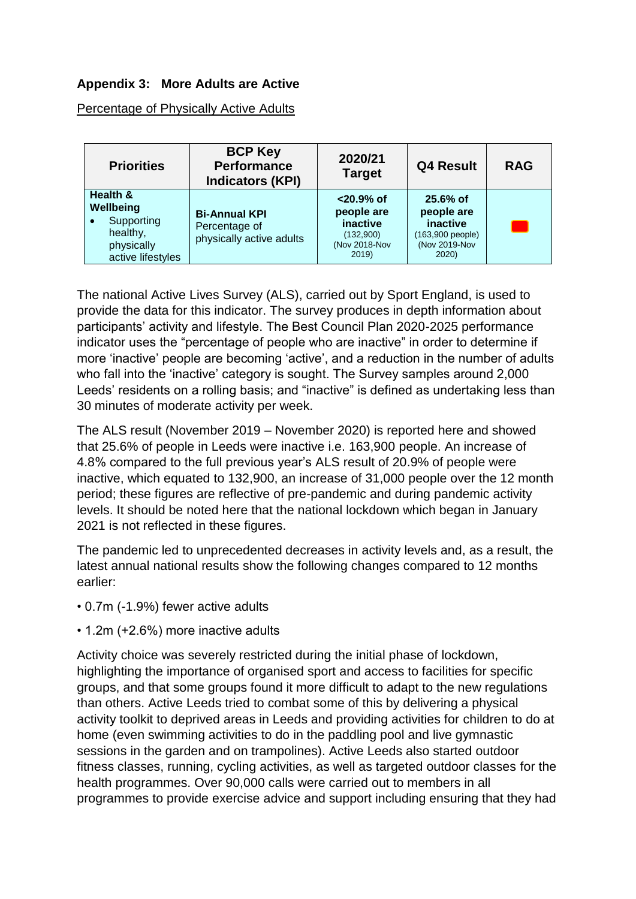**Appendix 3: More Adults are Active**

Percentage of Physically Active Adults

| Priorities | BCP Key Performance Indicators (KPI) | 2020/21 Target | Q4 Result | RAG |
|---|---|---|---|---|
| **Health & Wellbeing**<br>• Supporting healthy, physically active lifestyles | **Bi-Annual KPI**<br>Percentage of physically active adults | **<20.9% of people are inactive**<br>(132,900)<br>(Nov 2018-Nov 2019) | **25.6% of people are inactive**<br>(163,900 people)<br>(Nov 2019-Nov 2020) | |

The national Active Lives Survey (ALS), carried out by Sport England, is used to provide the data for this indicator. The survey produces in depth information about participants' activity and lifestyle. The Best Council Plan 2020-2025 performance indicator uses the "percentage of people who are inactive" in order to determine if more 'inactive' people are becoming 'active', and a reduction in the number of adults who fall into the 'inactive' category is sought. The Survey samples around 2,000 Leeds' residents on a rolling basis; and "inactive" is defined as undertaking less than 30 minutes of moderate activity per week.

The ALS result (November 2019 – November 2020) is reported here and showed that 25.6% of people in Leeds were inactive i.e. 163,900 people. An increase of 4.8% compared to the full previous year's ALS result of 20.9% of people were inactive, which equated to 132,900, an increase of 31,000 people over the 12 month period; these figures are reflective of pre-pandemic and during pandemic activity levels. It should be noted here that the national lockdown which began in January 2021 is not reflected in these figures.

The pandemic led to unprecedented decreases in activity levels and, as a result, the latest annual national results show the following changes compared to 12 months earlier:

- 0.7m (-1.9%) fewer active adults
- 1.2m (+2.6%) more inactive adults

Activity choice was severely restricted during the initial phase of lockdown, highlighting the importance of organised sport and access to facilities for specific groups, and that some groups found it more difficult to adapt to the new regulations than others. Active Leeds tried to combat some of this by delivering a physical activity toolkit to deprived areas in Leeds and providing activities for children to do at home (even swimming activities to do in the paddling pool and live gymnastic sessions in the garden and on trampolines). Active Leeds also started outdoor fitness classes, running, cycling activities, as well as targeted outdoor classes for the health programmes. Over 90,000 calls were carried out to members in all programmes to provide exercise advice and support including ensuring that they had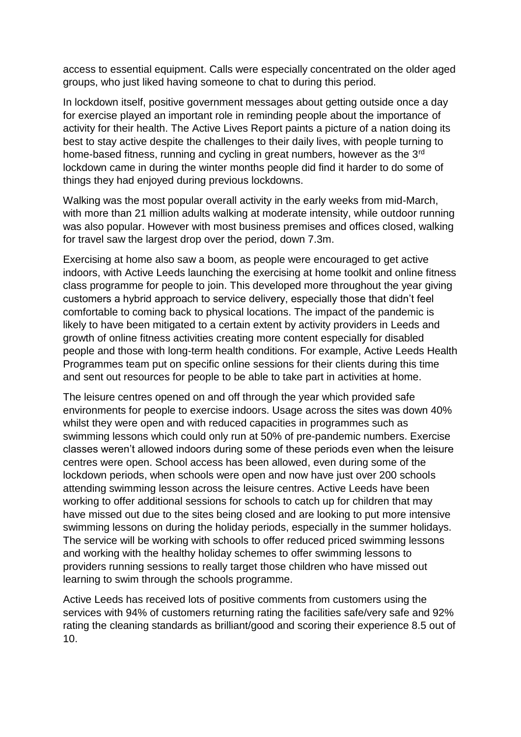access to essential equipment. Calls were especially concentrated on the older aged groups, who just liked having someone to chat to during this period.

In lockdown itself, positive government messages about getting outside once a day for exercise played an important role in reminding people about the importance of activity for their health. The Active Lives Report paints a picture of a nation doing its best to stay active despite the challenges to their daily lives, with people turning to home-based fitness, running and cycling in great numbers, however as the 3rd lockdown came in during the winter months people did find it harder to do some of things they had enjoyed during previous lockdowns.

Walking was the most popular overall activity in the early weeks from mid-March, with more than 21 million adults walking at moderate intensity, while outdoor running was also popular. However with most business premises and offices closed, walking for travel saw the largest drop over the period, down 7.3m.

Exercising at home also saw a boom, as people were encouraged to get active indoors, with Active Leeds launching the exercising at home toolkit and online fitness class programme for people to join. This developed more throughout the year giving customers a hybrid approach to service delivery, especially those that didn't feel comfortable to coming back to physical locations. The impact of the pandemic is likely to have been mitigated to a certain extent by activity providers in Leeds and growth of online fitness activities creating more content especially for disabled people and those with long-term health conditions. For example, Active Leeds Health Programmes team put on specific online sessions for their clients during this time and sent out resources for people to be able to take part in activities at home.

The leisure centres opened on and off through the year which provided safe environments for people to exercise indoors. Usage across the sites was down 40% whilst they were open and with reduced capacities in programmes such as swimming lessons which could only run at 50% of pre-pandemic numbers. Exercise classes weren't allowed indoors during some of these periods even when the leisure centres were open. School access has been allowed, even during some of the lockdown periods, when schools were open and now have just over 200 schools attending swimming lesson across the leisure centres. Active Leeds have been working to offer additional sessions for schools to catch up for children that may have missed out due to the sites being closed and are looking to put more intensive swimming lessons on during the holiday periods, especially in the summer holidays. The service will be working with schools to offer reduced priced swimming lessons and working with the healthy holiday schemes to offer swimming lessons to providers running sessions to really target those children who have missed out learning to swim through the schools programme.

Active Leeds has received lots of positive comments from customers using the services with 94% of customers returning rating the facilities safe/very safe and 92% rating the cleaning standards as brilliant/good and scoring their experience 8.5 out of 10.